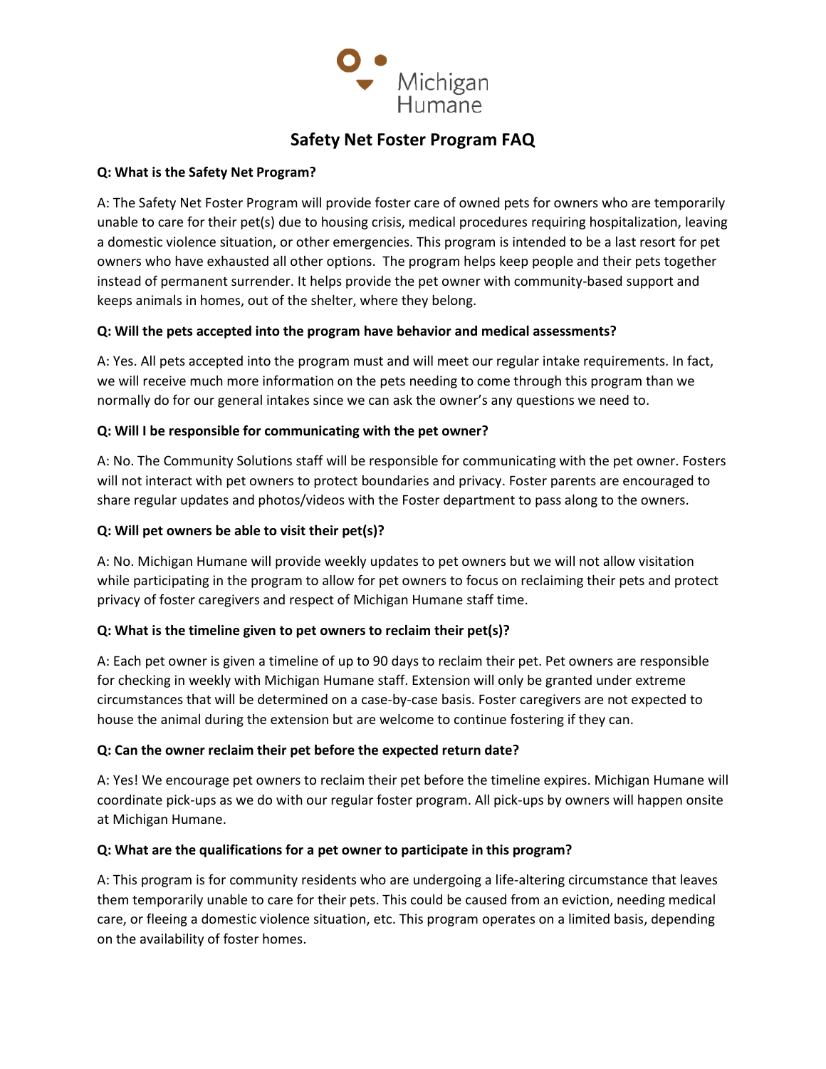Michigan Humane

# Safety Net Foster Program FAQ

**Q: What is the Safety Net Program?**

A: The Safety Net Foster Program will provide foster care of owned pets for owners who are temporarily unable to care for their pet(s) due to housing crisis, medical procedures requiring hospitalization, leaving a domestic violence situation, or other emergencies. This program is intended to be a last resort for pet owners who have exhausted all other options. The program helps keep people and their pets together instead of permanent surrender. It helps provide the pet owner with community-based support and keeps animals in homes, out of the shelter, where they belong.

**Q: Will the pets accepted into the program have behavior and medical assessments?**

A: Yes. All pets accepted into the program must and will meet our regular intake requirements. In fact, we will receive much more information on the pets needing to come through this program than we normally do for our general intakes since we can ask the owner's any questions we need to.

**Q: Will I be responsible for communicating with the pet owner?**

A: No. The Community Solutions staff will be responsible for communicating with the pet owner. Fosters will not interact with pet owners to protect boundaries and privacy. Foster parents are encouraged to share regular updates and photos/videos with the Foster department to pass along to the owners.

**Q: Will pet owners be able to visit their pet(s)?**

A: No. Michigan Humane will provide weekly updates to pet owners but we will not allow visitation while participating in the program to allow for pet owners to focus on reclaiming their pets and protect privacy of foster caregivers and respect of Michigan Humane staff time.

**Q: What is the timeline given to pet owners to reclaim their pet(s)?**

A: Each pet owner is given a timeline of up to 90 days to reclaim their pet. Pet owners are responsible for checking in weekly with Michigan Humane staff. Extension will only be granted under extreme circumstances that will be determined on a case-by-case basis. Foster caregivers are not expected to house the animal during the extension but are welcome to continue fostering if they can.

**Q: Can the owner reclaim their pet before the expected return date?**

A: Yes! We encourage pet owners to reclaim their pet before the timeline expires. Michigan Humane will coordinate pick-ups as we do with our regular foster program. All pick-ups by owners will happen onsite at Michigan Humane.

**Q: What are the qualifications for a pet owner to participate in this program?**

A: This program is for community residents who are undergoing a life-altering circumstance that leaves them temporarily unable to care for their pets. This could be caused from an eviction, needing medical care, or fleeing a domestic violence situation, etc. This program operates on a limited basis, depending on the availability of foster homes.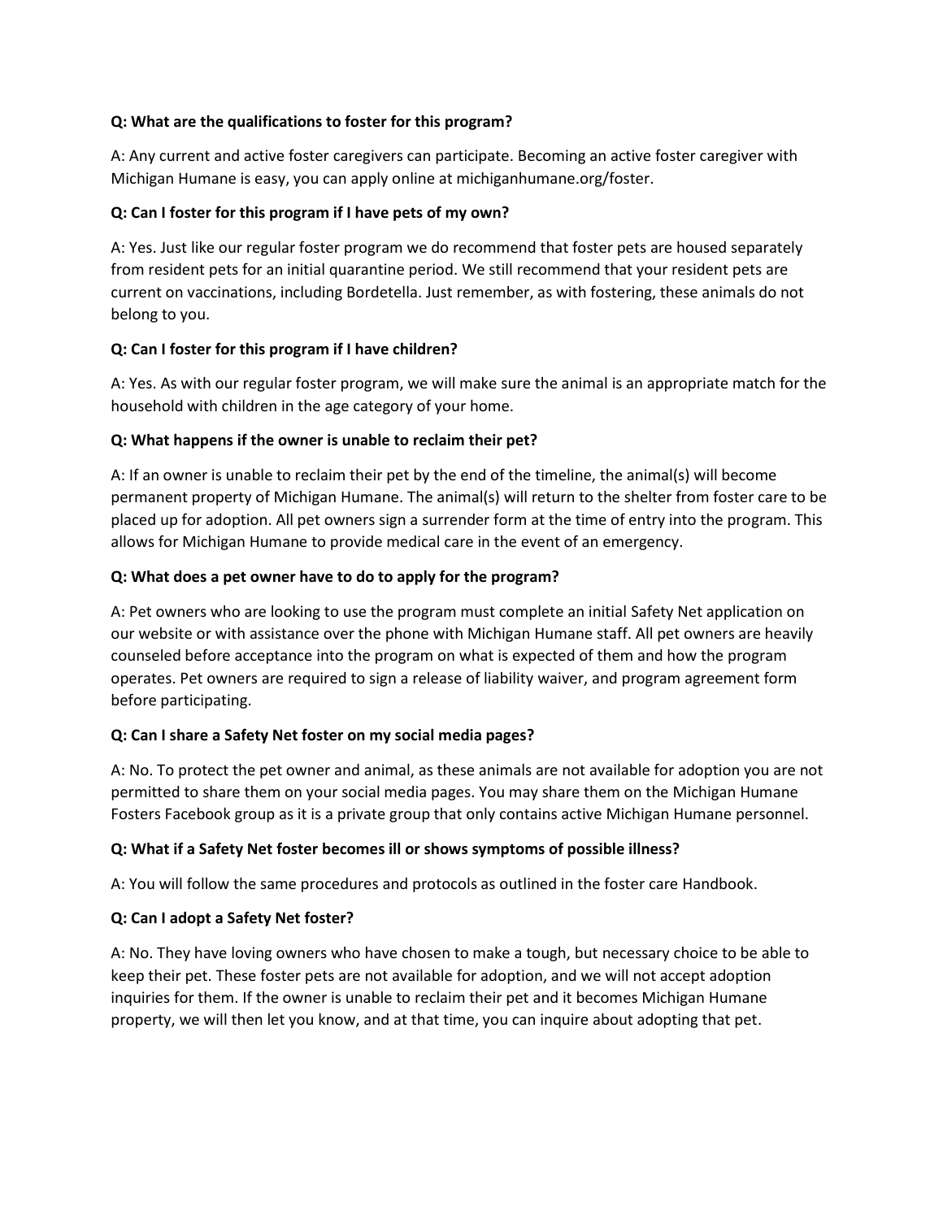**Q: What are the qualifications to foster for this program?**

A: Any current and active foster caregivers can participate. Becoming an active foster caregiver with Michigan Humane is easy, you can apply online at michiganhumane.org/foster.

**Q: Can I foster for this program if I have pets of my own?**

A: Yes. Just like our regular foster program we do recommend that foster pets are housed separately from resident pets for an initial quarantine period. We still recommend that your resident pets are current on vaccinations, including Bordetella. Just remember, as with fostering, these animals do not belong to you.

**Q: Can I foster for this program if I have children?**

A: Yes. As with our regular foster program, we will make sure the animal is an appropriate match for the household with children in the age category of your home.

**Q: What happens if the owner is unable to reclaim their pet?**

A: If an owner is unable to reclaim their pet by the end of the timeline, the animal(s) will become permanent property of Michigan Humane. The animal(s) will return to the shelter from foster care to be placed up for adoption. All pet owners sign a surrender form at the time of entry into the program. This allows for Michigan Humane to provide medical care in the event of an emergency.

**Q: What does a pet owner have to do to apply for the program?**

A: Pet owners who are looking to use the program must complete an initial Safety Net application on our website or with assistance over the phone with Michigan Humane staff. All pet owners are heavily counseled before acceptance into the program on what is expected of them and how the program operates. Pet owners are required to sign a release of liability waiver, and program agreement form before participating.

**Q: Can I share a Safety Net foster on my social media pages?**

A: No. To protect the pet owner and animal, as these animals are not available for adoption you are not permitted to share them on your social media pages. You may share them on the Michigan Humane Fosters Facebook group as it is a private group that only contains active Michigan Humane personnel.

**Q: What if a Safety Net foster becomes ill or shows symptoms of possible illness?**

A: You will follow the same procedures and protocols as outlined in the foster care Handbook.

**Q: Can I adopt a Safety Net foster?**

A: No. They have loving owners who have chosen to make a tough, but necessary choice to be able to keep their pet. These foster pets are not available for adoption, and we will not accept adoption inquiries for them. If the owner is unable to reclaim their pet and it becomes Michigan Humane property, we will then let you know, and at that time, you can inquire about adopting that pet.